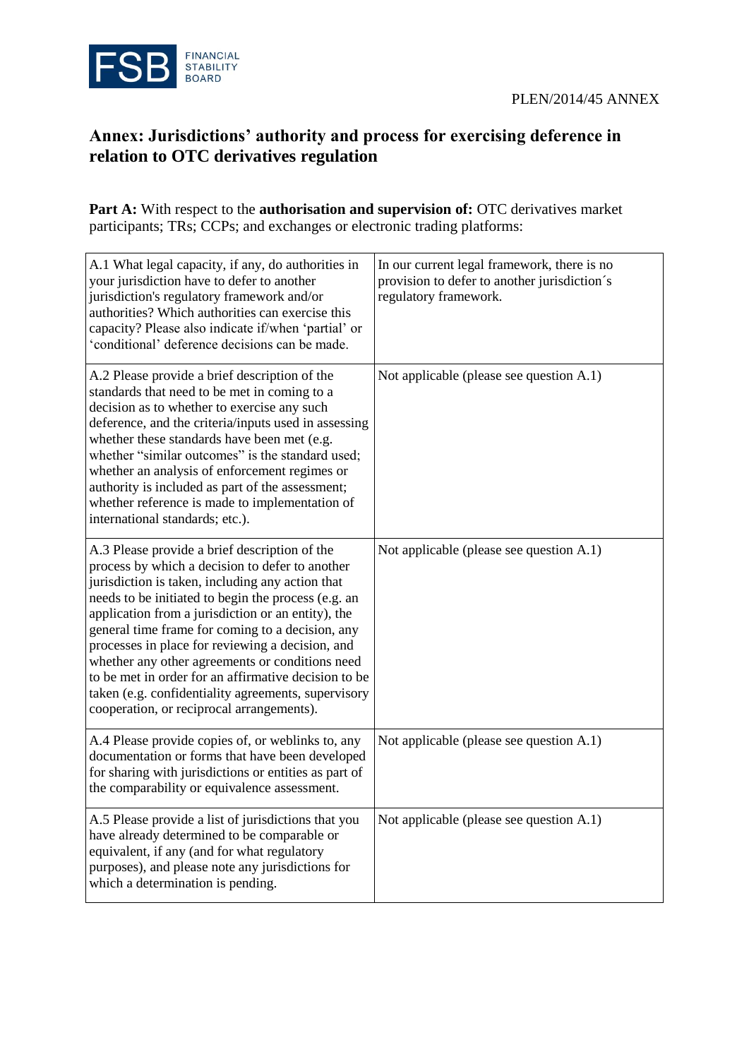PLEN/2014/45 ANNEX

# Annex: Jurisdictions' authority and process for exercising deference in relation to OTC derivatives regulation

**Part A:** With respect to the **authorisation and supervision of:** OTC derivatives market participants; TRs; CCPs; and exchanges or electronic trading platforms:

| | |
|---|---|
| A.1 What legal capacity, if any, do authorities in your jurisdiction have to defer to another jurisdiction's regulatory framework and/or authorities? Which authorities can exercise this capacity? Please also indicate if/when 'partial' or 'conditional' deference decisions can be made. | In our current legal framework, there is no provision to defer to another jurisdiction´s regulatory framework. |
| A.2 Please provide a brief description of the standards that need to be met in coming to a decision as to whether to exercise any such deference, and the criteria/inputs used in assessing whether these standards have been met (e.g. whether "similar outcomes" is the standard used; whether an analysis of enforcement regimes or authority is included as part of the assessment; whether reference is made to implementation of international standards; etc.). | Not applicable (please see question A.1) |
| A.3 Please provide a brief description of the process by which a decision to defer to another jurisdiction is taken, including any action that needs to be initiated to begin the process (e.g. an application from a jurisdiction or an entity), the general time frame for coming to a decision, any processes in place for reviewing a decision, and whether any other agreements or conditions need to be met in order for an affirmative decision to be taken (e.g. confidentiality agreements, supervisory cooperation, or reciprocal arrangements). | Not applicable (please see question A.1) |
| A.4 Please provide copies of, or weblinks to, any documentation or forms that have been developed for sharing with jurisdictions or entities as part of the comparability or equivalence assessment. | Not applicable (please see question A.1) |
| A.5 Please provide a list of jurisdictions that you have already determined to be comparable or equivalent, if any (and for what regulatory purposes), and please note any jurisdictions for which a determination is pending. | Not applicable (please see question A.1) |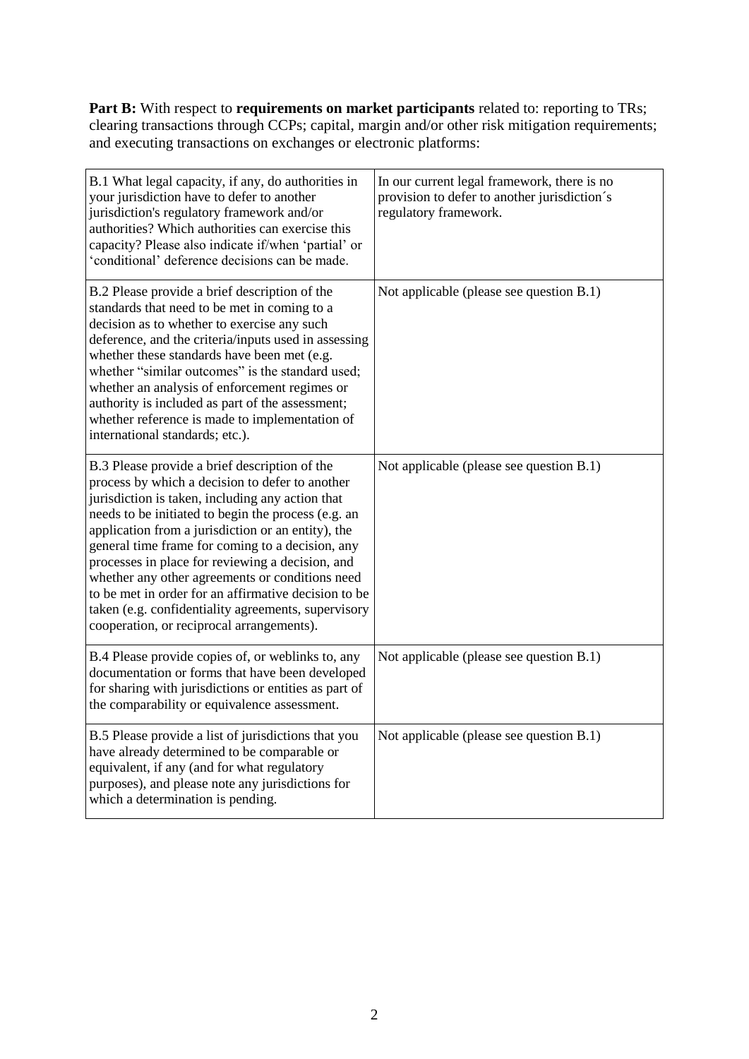**Part B:** With respect to **requirements on market participants** related to: reporting to TRs; clearing transactions through CCPs; capital, margin and/or other risk mitigation requirements; and executing transactions on exchanges or electronic platforms:

| | |
|---|---|
| B.1 What legal capacity, if any, do authorities in your jurisdiction have to defer to another jurisdiction's regulatory framework and/or authorities? Which authorities can exercise this capacity? Please also indicate if/when 'partial' or 'conditional' deference decisions can be made. | In our current legal framework, there is no provision to defer to another jurisdiction´s regulatory framework. |
| B.2 Please provide a brief description of the standards that need to be met in coming to a decision as to whether to exercise any such deference, and the criteria/inputs used in assessing whether these standards have been met (e.g. whether "similar outcomes" is the standard used; whether an analysis of enforcement regimes or authority is included as part of the assessment; whether reference is made to implementation of international standards; etc.). | Not applicable (please see question B.1) |
| B.3 Please provide a brief description of the process by which a decision to defer to another jurisdiction is taken, including any action that needs to be initiated to begin the process (e.g. an application from a jurisdiction or an entity), the general time frame for coming to a decision, any processes in place for reviewing a decision, and whether any other agreements or conditions need to be met in order for an affirmative decision to be taken (e.g. confidentiality agreements, supervisory cooperation, or reciprocal arrangements). | Not applicable (please see question B.1) |
| B.4 Please provide copies of, or weblinks to, any documentation or forms that have been developed for sharing with jurisdictions or entities as part of the comparability or equivalence assessment. | Not applicable (please see question B.1) |
| B.5 Please provide a list of jurisdictions that you have already determined to be comparable or equivalent, if any (and for what regulatory purposes), and please note any jurisdictions for which a determination is pending. | Not applicable (please see question B.1) |